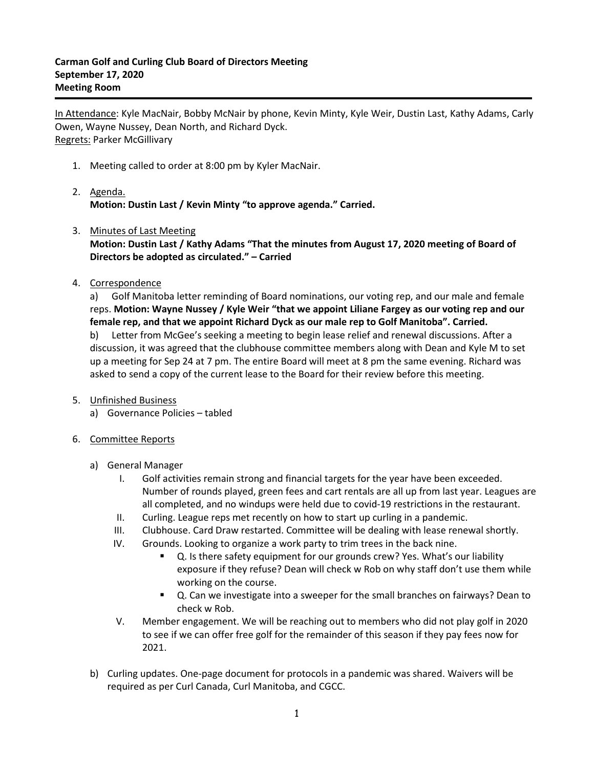**Carman Golf and Curling Club Board of Directors Meeting**
**September 17, 2020**
**Meeting Room**

---

In Attendance: Kyle MacNair, Bobby McNair by phone, Kevin Minty, Kyle Weir, Dustin Last, Kathy Adams, Carly Owen, Wayne Nussey, Dean North, and Richard Dyck.
Regrets: Parker McGillivary

1. Meeting called to order at 8:00 pm by Kyler MacNair.

2. Agenda.
   **Motion: Dustin Last / Kevin Minty "to approve agenda." Carried.**

3. Minutes of Last Meeting
   **Motion: Dustin Last / Kathy Adams "That the minutes from August 17, 2020 meeting of Board of Directors be adopted as circulated." – Carried**

4. Correspondence
   a) Golf Manitoba letter reminding of Board nominations, our voting rep, and our male and female reps. **Motion: Wayne Nussey / Kyle Weir "that we appoint Liliane Fargey as our voting rep and our female rep, and that we appoint Richard Dyck as our male rep to Golf Manitoba". Carried.**
   b) Letter from McGee's seeking a meeting to begin lease relief and renewal discussions. After a discussion, it was agreed that the clubhouse committee members along with Dean and Kyle M to set up a meeting for Sep 24 at 7 pm. The entire Board will meet at 8 pm the same evening. Richard was asked to send a copy of the current lease to the Board for their review before this meeting.

5. Unfinished Business
   a) Governance Policies – tabled

6. Committee Reports

   a) General Manager
      I. Golf activities remain strong and financial targets for the year have been exceeded. Number of rounds played, green fees and cart rentals are all up from last year. Leagues are all completed, and no windups were held due to covid-19 restrictions in the restaurant.
      II. Curling. League reps met recently on how to start up curling in a pandemic.
      III. Clubhouse. Card Draw restarted. Committee will be dealing with lease renewal shortly.
      IV. Grounds. Looking to organize a work party to trim trees in the back nine.
         - Q. Is there safety equipment for our grounds crew? Yes. What's our liability exposure if they refuse? Dean will check w Rob on why staff don't use them while working on the course.
         - Q. Can we investigate into a sweeper for the small branches on fairways? Dean to check w Rob.
      V. Member engagement. We will be reaching out to members who did not play golf in 2020 to see if we can offer free golf for the remainder of this season if they pay fees now for 2021.

   b) Curling updates. One-page document for protocols in a pandemic was shared. Waivers will be required as per Curl Canada, Curl Manitoba, and CGCC.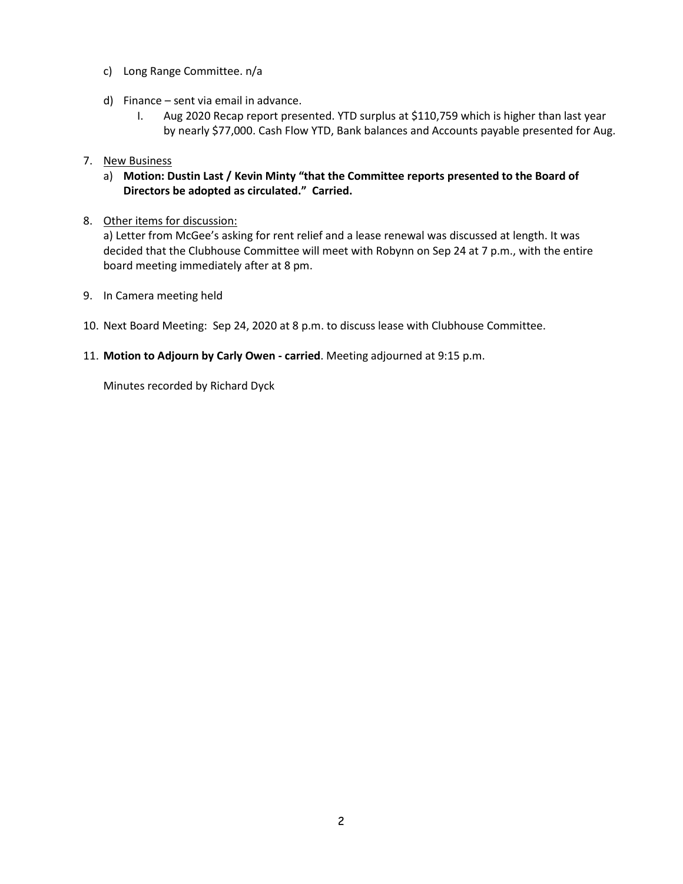c) Long Range Committee. n/a

d) Finance – sent via email in advance.

   I. Aug 2020 Recap report presented. YTD surplus at $110,759 which is higher than last year by nearly $77,000. Cash Flow YTD, Bank balances and Accounts payable presented for Aug.

7. <u>New Business</u>

   a) **Motion: Dustin Last / Kevin Minty "that the Committee reports presented to the Board of Directors be adopted as circulated." Carried.**

8. <u>Other items for discussion:</u>

   a) Letter from McGee's asking for rent relief and a lease renewal was discussed at length. It was decided that the Clubhouse Committee will meet with Robynn on Sep 24 at 7 p.m., with the entire board meeting immediately after at 8 pm.

9. In Camera meeting held

10. Next Board Meeting: Sep 24, 2020 at 8 p.m. to discuss lease with Clubhouse Committee.

11. **Motion to Adjourn by Carly Owen - carried**. Meeting adjourned at 9:15 p.m.

Minutes recorded by Richard Dyck